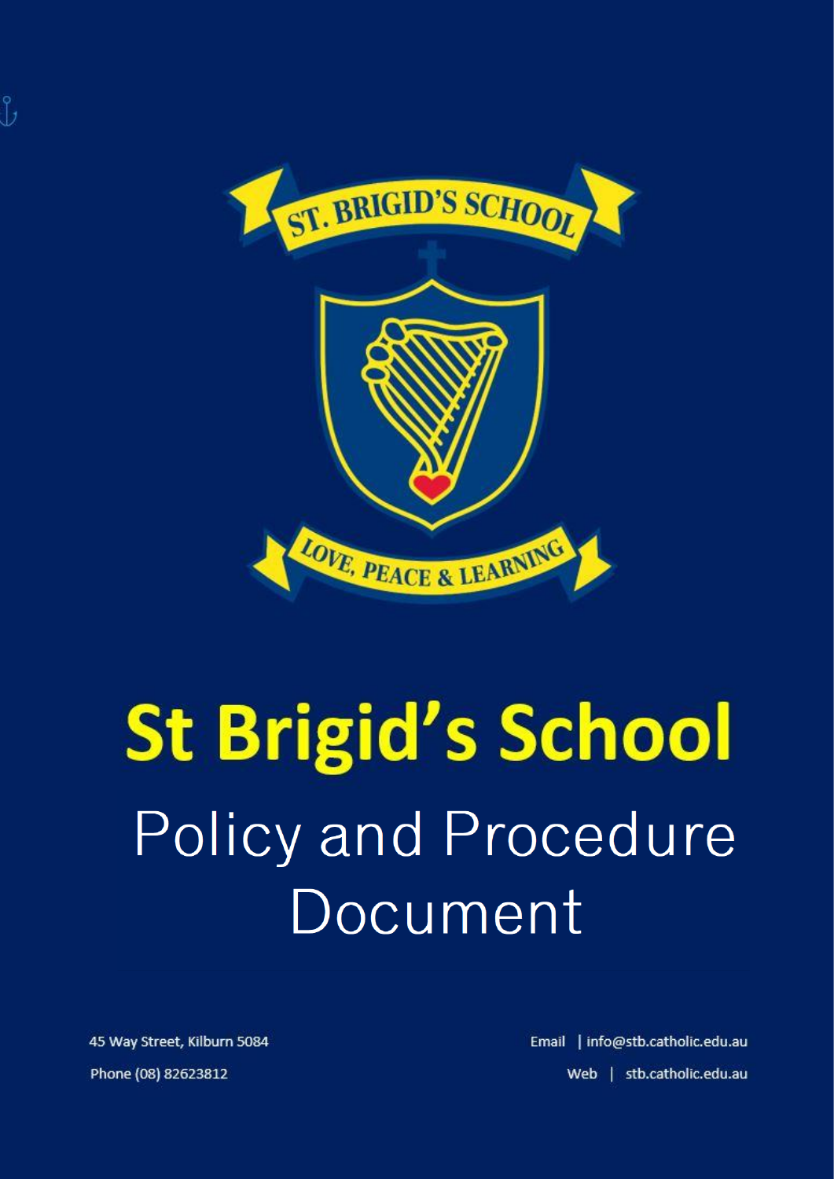# St Brigid's School

## Policy and Procedure Document

45 Way Street, Kilburn 5084

Phone (08) 82623812

Email | info@stb.catholic.edu.au

Web | stb.catholic.edu.au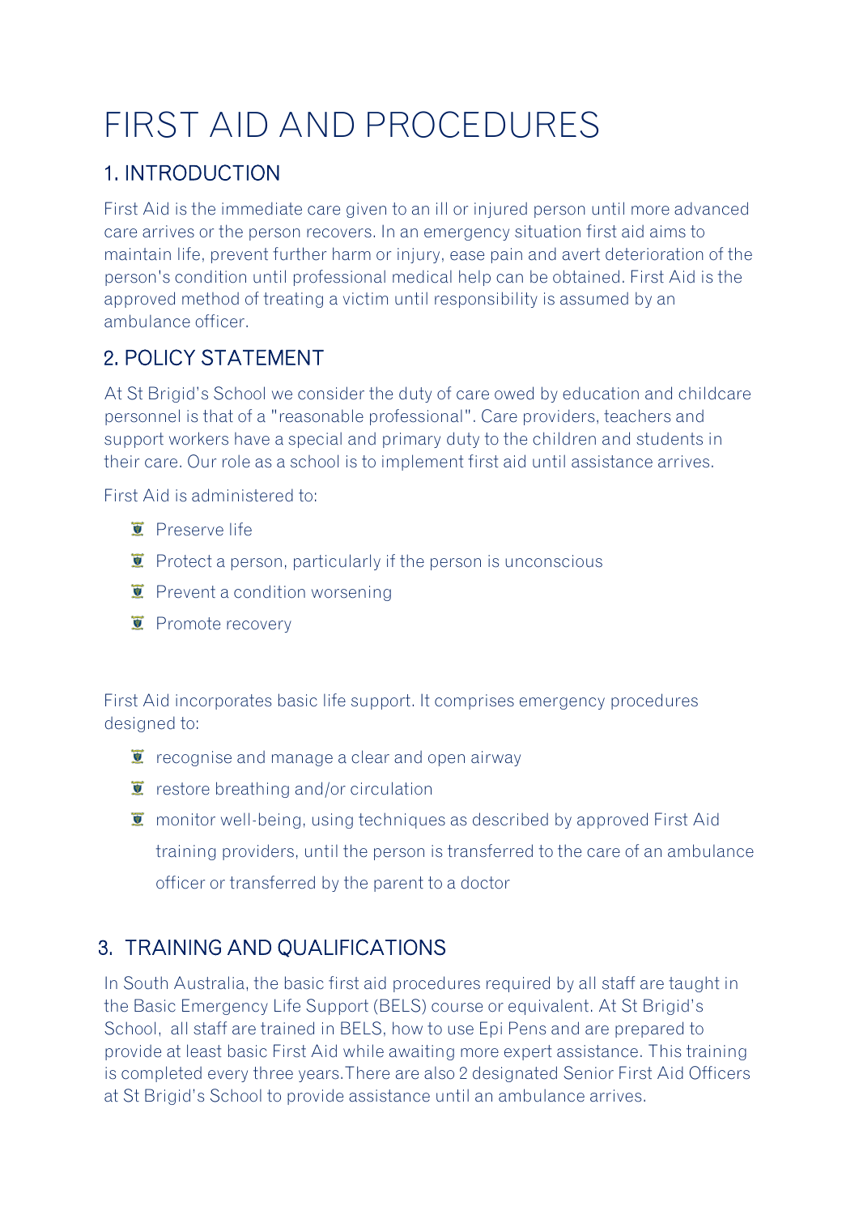# FIRST AID AND PROCEDURES

## 1. INTRODUCTION

First Aid is the immediate care given to an ill or injured person until more advanced care arrives or the person recovers. In an emergency situation first aid aims to maintain life, prevent further harm or injury, ease pain and avert deterioration of the person's condition until professional medical help can be obtained. First Aid is the approved method of treating a victim until responsibility is assumed by an ambulance officer.

## 2. POLICY STATEMENT

At St Brigid's School we consider the duty of care owed by education and childcare personnel is that of a "reasonable professional". Care providers, teachers and support workers have a special and primary duty to the children and students in their care. Our role as a school is to implement first aid until assistance arrives.

First Aid is administered to:

- Preserve life
- Protect a person, particularly if the person is unconscious
- Prevent a condition worsening
- Promote recovery

First Aid incorporates basic life support. It comprises emergency procedures designed to:

- recognise and manage a clear and open airway
- restore breathing and/or circulation
- monitor well-being, using techniques as described by approved First Aid training providers, until the person is transferred to the care of an ambulance officer or transferred by the parent to a doctor

## 3. TRAINING AND QUALIFICATIONS

In South Australia, the basic first aid procedures required by all staff are taught in the Basic Emergency Life Support (BELS) course or equivalent. At St Brigid's School, all staff are trained in BELS, how to use Epi Pens and are prepared to provide at least basic First Aid while awaiting more expert assistance. This training is completed every three years.There are also 2 designated Senior First Aid Officers at St Brigid's School to provide assistance until an ambulance arrives.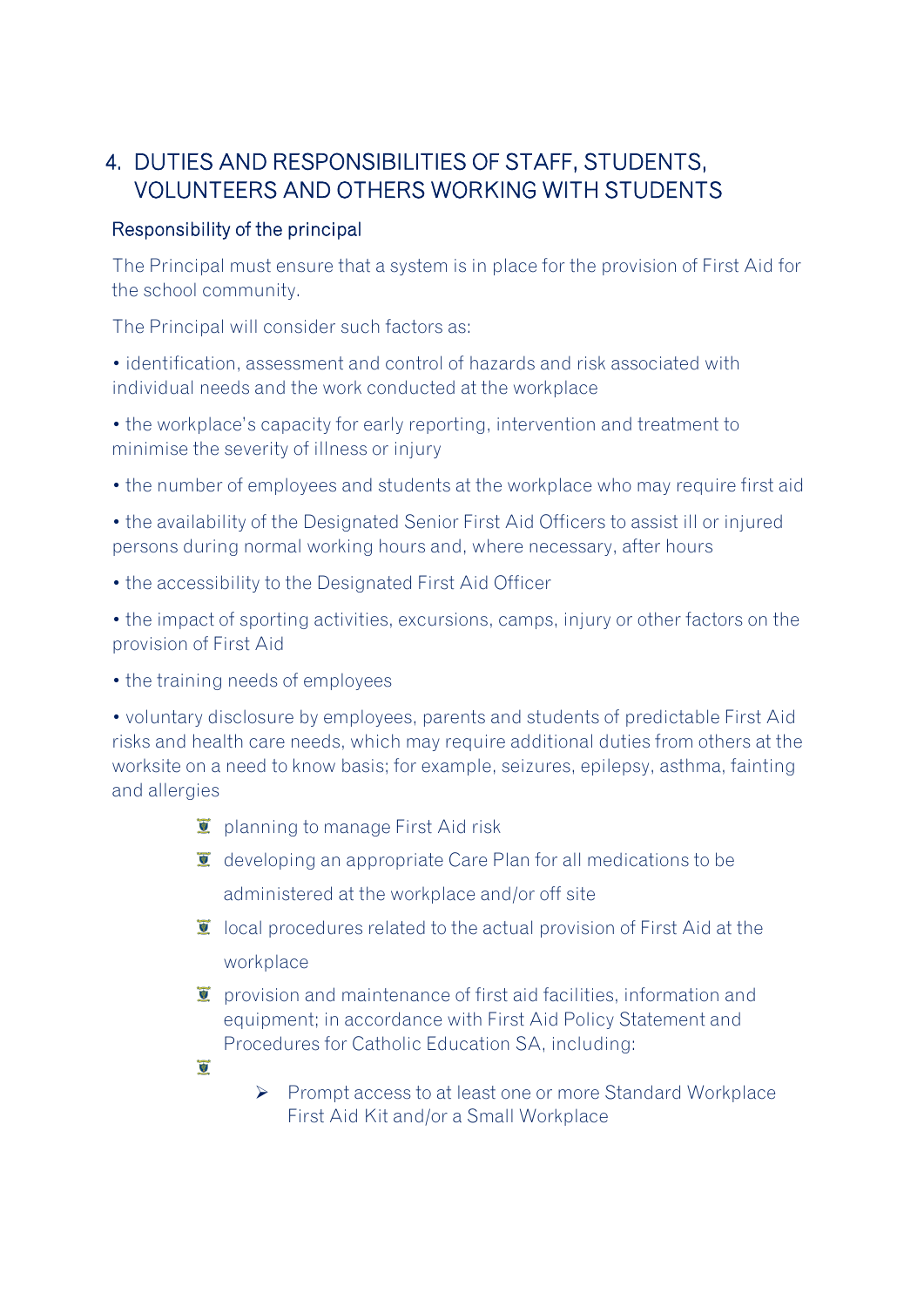## 4. DUTIES AND RESPONSIBILITIES OF STAFF, STUDENTS, VOLUNTEERS AND OTHERS WORKING WITH STUDENTS

### Responsibility of the principal

The Principal must ensure that a system is in place for the provision of First Aid for the school community.

The Principal will consider such factors as:

- identification, assessment and control of hazards and risk associated with individual needs and the work conducted at the workplace
- the workplace's capacity for early reporting, intervention and treatment to minimise the severity of illness or injury
- the number of employees and students at the workplace who may require first aid
- the availability of the Designated Senior First Aid Officers to assist ill or injured persons during normal working hours and, where necessary, after hours
- the accessibility to the Designated First Aid Officer
- the impact of sporting activities, excursions, camps, injury or other factors on the provision of First Aid
- the training needs of employees
- voluntary disclosure by employees, parents and students of predictable First Aid risks and health care needs, which may require additional duties from others at the worksite on a need to know basis; for example, seizures, epilepsy, asthma, fainting and allergies
    - planning to manage First Aid risk
    - developing an appropriate Care Plan for all medications to be administered at the workplace and/or off site
    - local procedures related to the actual provision of First Aid at the workplace
    - provision and maintenance of first aid facilities, information and equipment; in accordance with First Aid Policy Statement and Procedures for Catholic Education SA, including:
    - 
        - Prompt access to at least one or more Standard Workplace First Aid Kit and/or a Small Workplace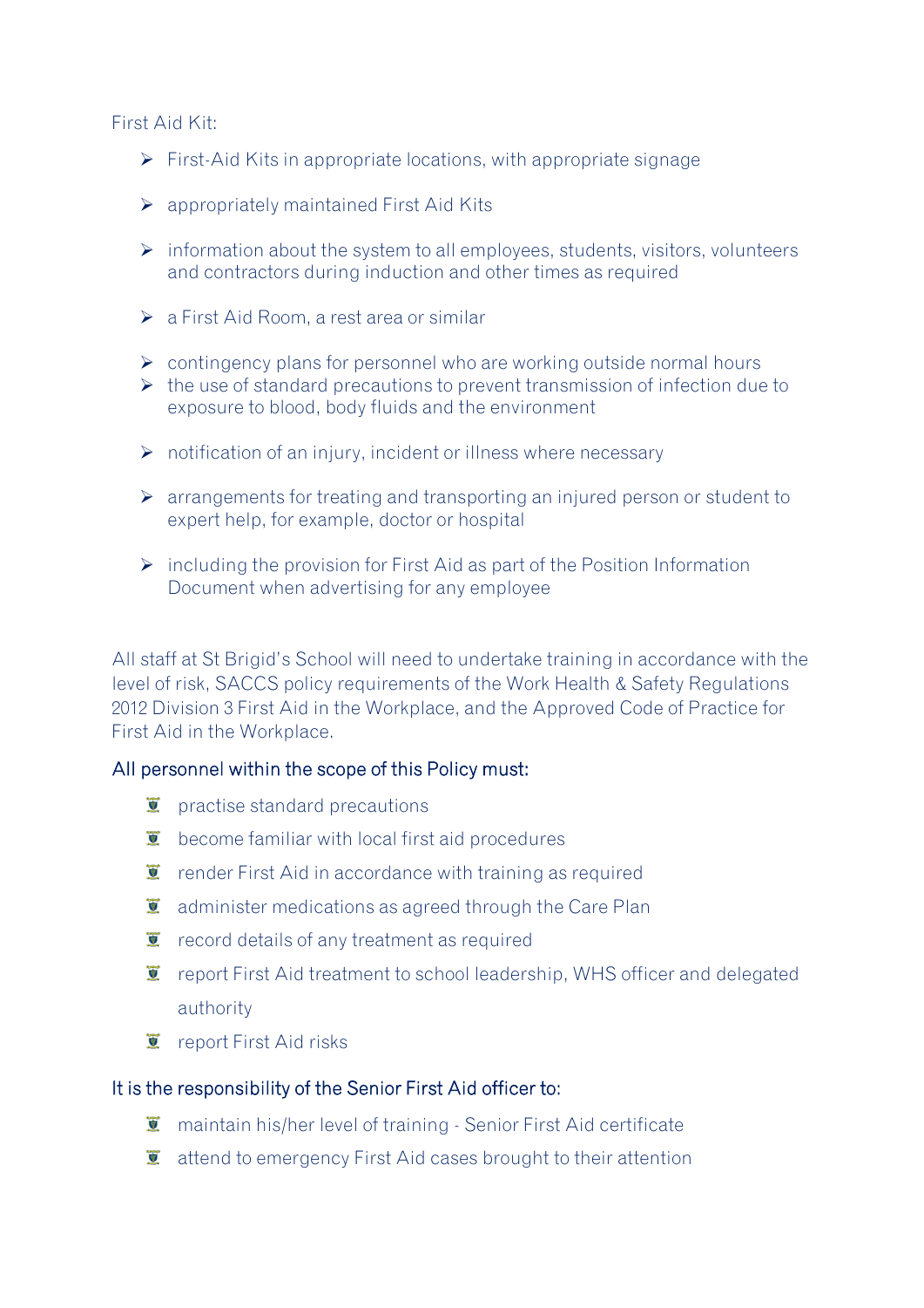First Aid Kit:

- First-Aid Kits in appropriate locations, with appropriate signage
- appropriately maintained First Aid Kits
- information about the system to all employees, students, visitors, volunteers and contractors during induction and other times as required
- a First Aid Room, a rest area or similar
- contingency plans for personnel who are working outside normal hours
- the use of standard precautions to prevent transmission of infection due to exposure to blood, body fluids and the environment
- notification of an injury, incident or illness where necessary
- arrangements for treating and transporting an injured person or student to expert help, for example, doctor or hospital
- including the provision for First Aid as part of the Position Information Document when advertising for any employee

All staff at St Brigid's School will need to undertake training in accordance with the level of risk, SACCS policy requirements of the Work Health & Safety Regulations 2012 Division 3 First Aid in the Workplace, and the Approved Code of Practice for First Aid in the Workplace.

All personnel within the scope of this Policy must:

- practise standard precautions
- become familiar with local first aid procedures
- render First Aid in accordance with training as required
- administer medications as agreed through the Care Plan
- record details of any treatment as required
- report First Aid treatment to school leadership, WHS officer and delegated authority
- report First Aid risks

It is the responsibility of the Senior First Aid officer to:

- maintain his/her level of training - Senior First Aid certificate
- attend to emergency First Aid cases brought to their attention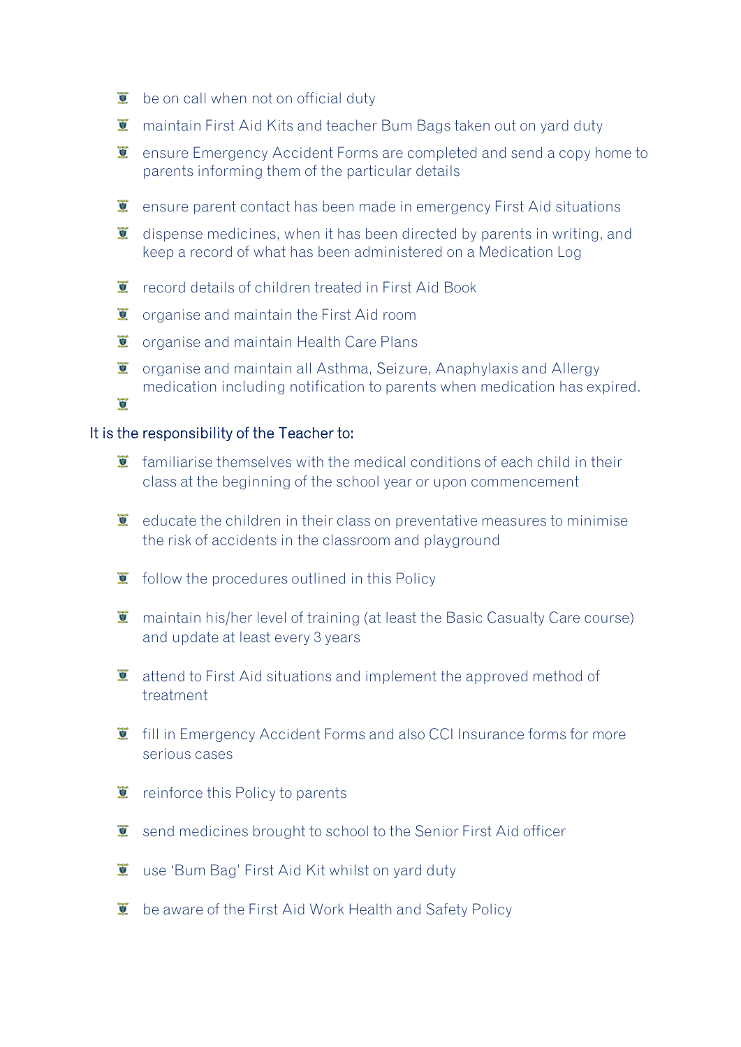- be on call when not on official duty
- maintain First Aid Kits and teacher Bum Bags taken out on yard duty
- ensure Emergency Accident Forms are completed and send a copy home to parents informing them of the particular details
- ensure parent contact has been made in emergency First Aid situations
- dispense medicines, when it has been directed by parents in writing, and keep a record of what has been administered on a Medication Log
- record details of children treated in First Aid Book
- organise and maintain the First Aid room
- organise and maintain Health Care Plans
- organise and maintain all Asthma, Seizure, Anaphylaxis and Allergy medication including notification to parents when medication has expired.

It is the responsibility of the Teacher to:

- familiarise themselves with the medical conditions of each child in their class at the beginning of the school year or upon commencement
- educate the children in their class on preventative measures to minimise the risk of accidents in the classroom and playground
- follow the procedures outlined in this Policy
- maintain his/her level of training (at least the Basic Casualty Care course) and update at least every 3 years
- attend to First Aid situations and implement the approved method of treatment
- fill in Emergency Accident Forms and also CCI Insurance forms for more serious cases
- reinforce this Policy to parents
- send medicines brought to school to the Senior First Aid officer
- use 'Bum Bag' First Aid Kit whilst on yard duty
- be aware of the First Aid Work Health and Safety Policy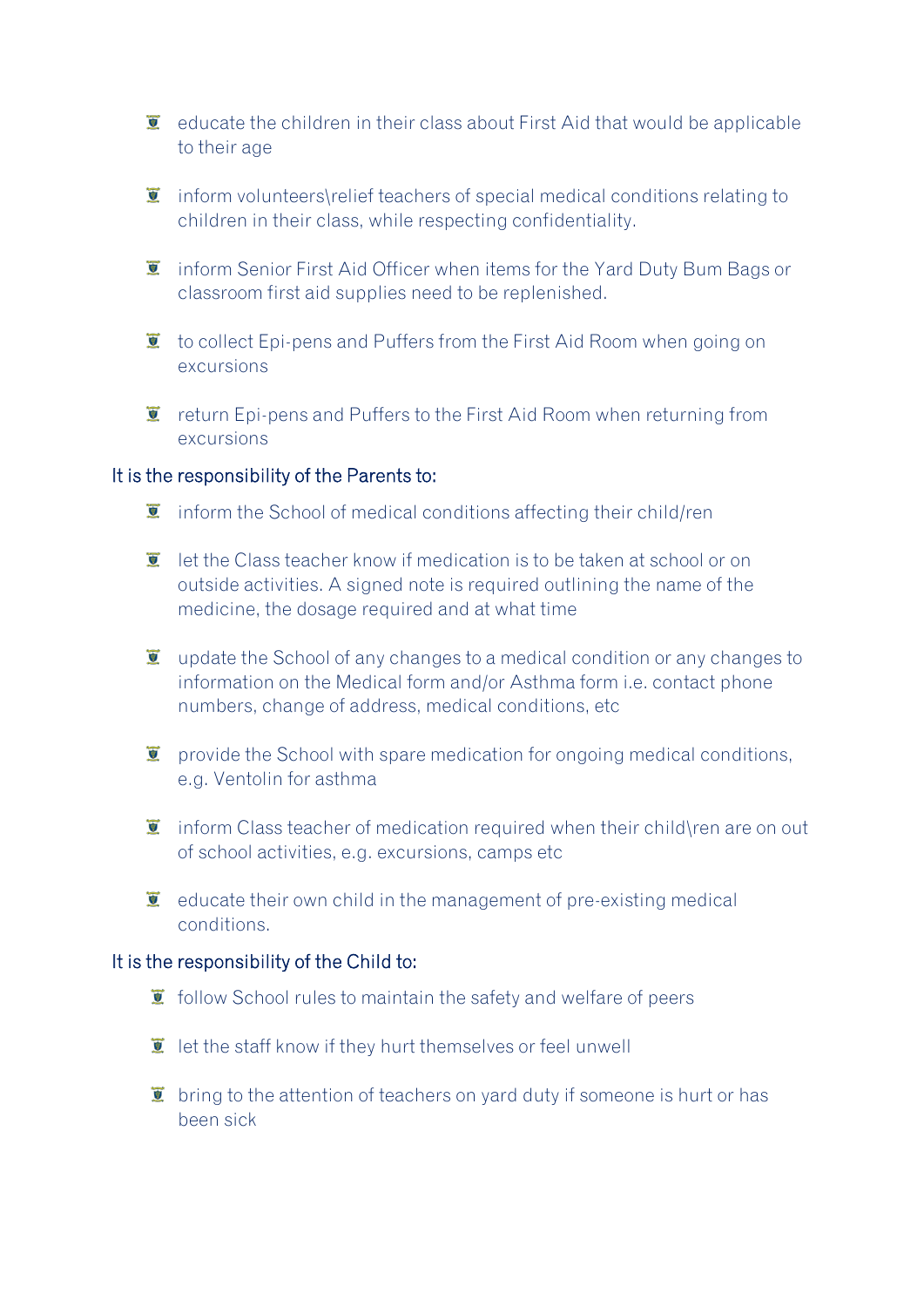- educate the children in their class about First Aid that would be applicable to their age
- inform volunteers\relief teachers of special medical conditions relating to children in their class, while respecting confidentiality.
- inform Senior First Aid Officer when items for the Yard Duty Bum Bags or classroom first aid supplies need to be replenished.
- to collect Epi-pens and Puffers from the First Aid Room when going on excursions
- return Epi-pens and Puffers to the First Aid Room when returning from excursions

It is the responsibility of the Parents to:

- inform the School of medical conditions affecting their child/ren
- let the Class teacher know if medication is to be taken at school or on outside activities. A signed note is required outlining the name of the medicine, the dosage required and at what time
- update the School of any changes to a medical condition or any changes to information on the Medical form and/or Asthma form i.e. contact phone numbers, change of address, medical conditions, etc
- provide the School with spare medication for ongoing medical conditions, e.g. Ventolin for asthma
- inform Class teacher of medication required when their child\ren are on out of school activities, e.g. excursions, camps etc
- educate their own child in the management of pre-existing medical conditions.

It is the responsibility of the Child to:

- follow School rules to maintain the safety and welfare of peers
- let the staff know if they hurt themselves or feel unwell
- bring to the attention of teachers on yard duty if someone is hurt or has been sick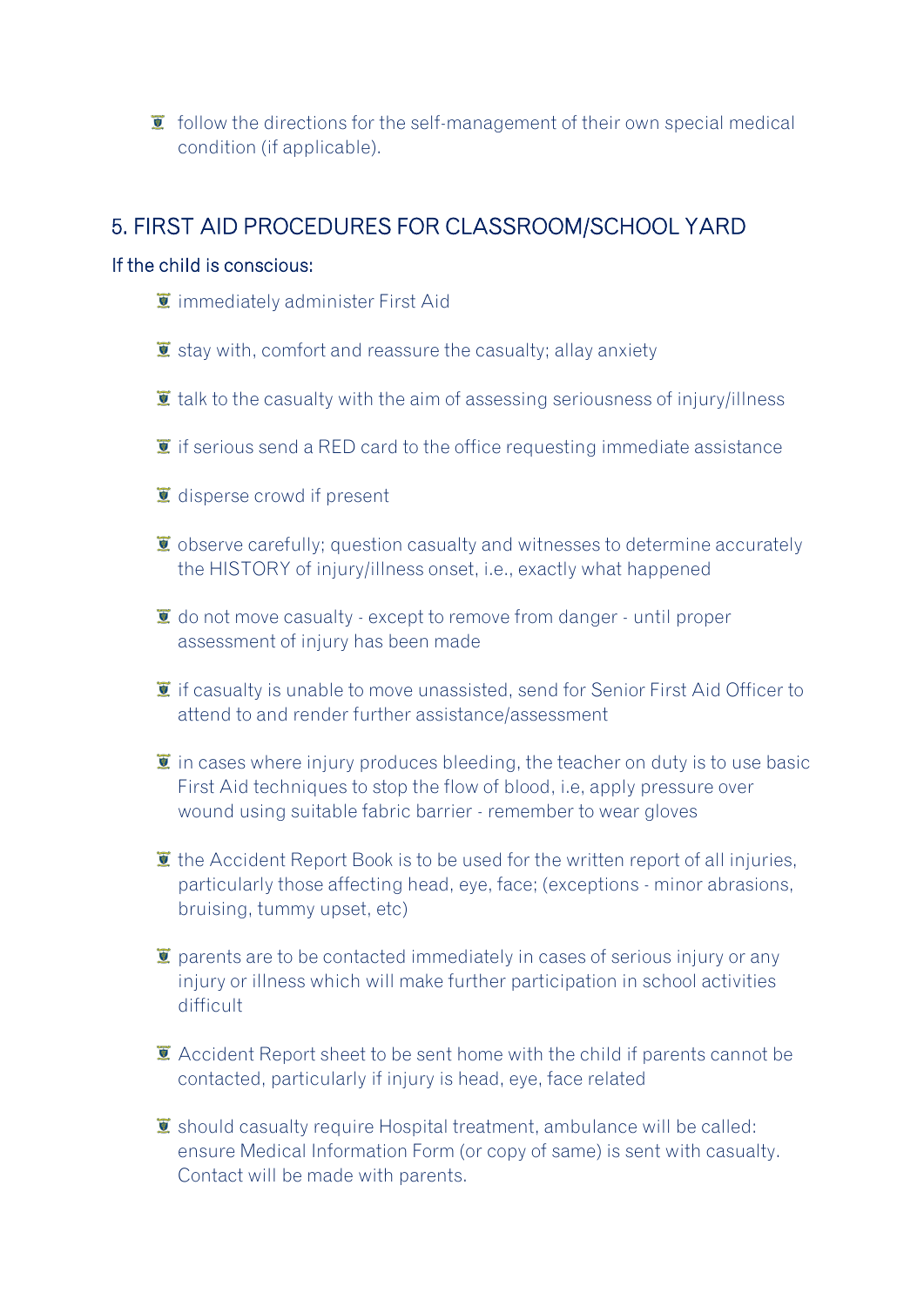- follow the directions for the self-management of their own special medical condition (if applicable).

## 5. FIRST AID PROCEDURES FOR CLASSROOM/SCHOOL YARD

### If the child is conscious:

- immediately administer First Aid
- stay with, comfort and reassure the casualty; allay anxiety
- talk to the casualty with the aim of assessing seriousness of injury/illness
- if serious send a RED card to the office requesting immediate assistance
- disperse crowd if present
- observe carefully; question casualty and witnesses to determine accurately the HISTORY of injury/illness onset, i.e., exactly what happened
- do not move casualty - except to remove from danger - until proper assessment of injury has been made
- if casualty is unable to move unassisted, send for Senior First Aid Officer to attend to and render further assistance/assessment
- in cases where injury produces bleeding, the teacher on duty is to use basic First Aid techniques to stop the flow of blood, i.e, apply pressure over wound using suitable fabric barrier - remember to wear gloves
- the Accident Report Book is to be used for the written report of all injuries, particularly those affecting head, eye, face; (exceptions - minor abrasions, bruising, tummy upset, etc)
- parents are to be contacted immediately in cases of serious injury or any injury or illness which will make further participation in school activities difficult
- Accident Report sheet to be sent home with the child if parents cannot be contacted, particularly if injury is head, eye, face related
- should casualty require Hospital treatment, ambulance will be called: ensure Medical Information Form (or copy of same) is sent with casualty. Contact will be made with parents.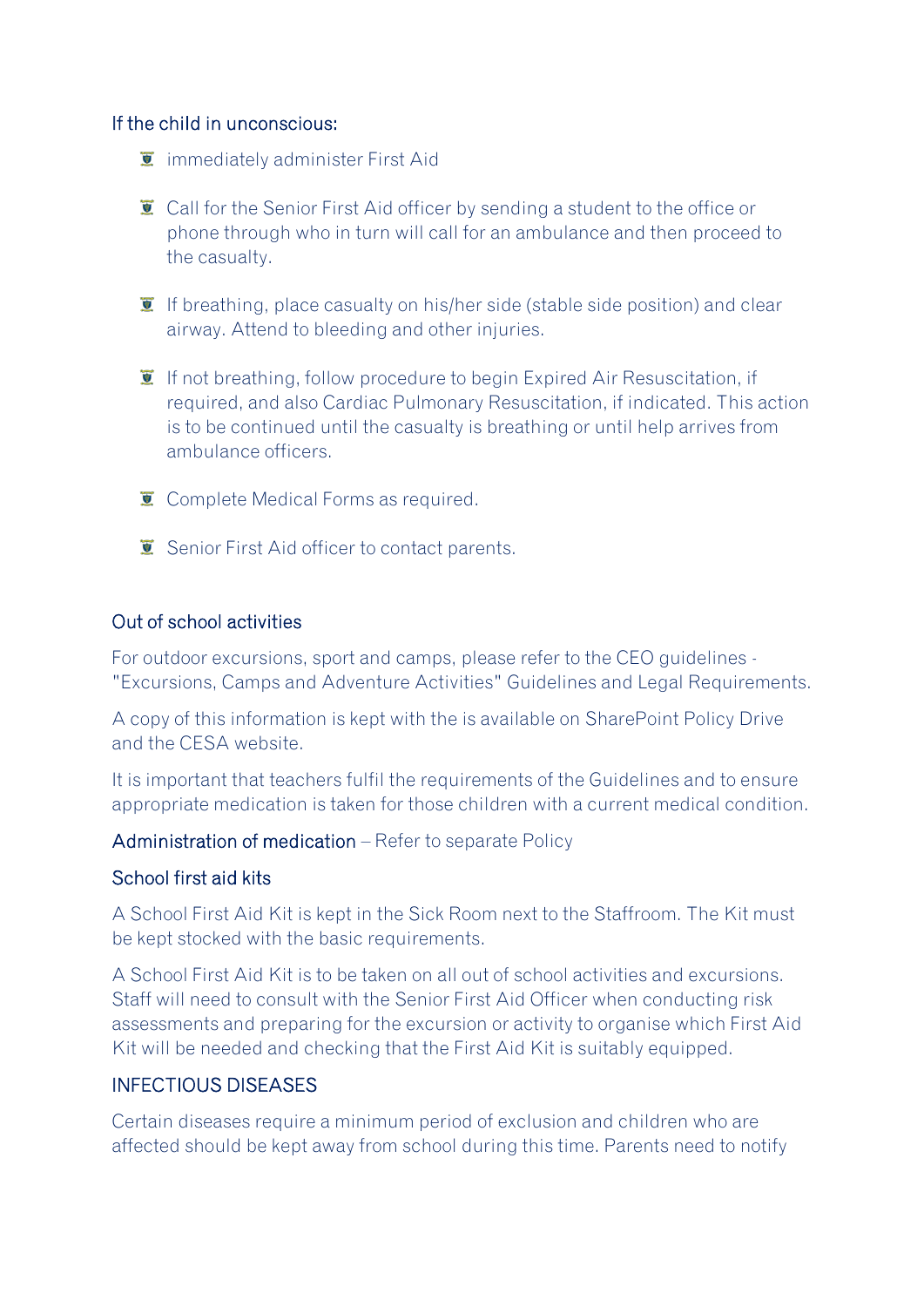If the child in unconscious:

- immediately administer First Aid
- Call for the Senior First Aid officer by sending a student to the office or phone through who in turn will call for an ambulance and then proceed to the casualty.
- If breathing, place casualty on his/her side (stable side position) and clear airway. Attend to bleeding and other injuries.
- If not breathing, follow procedure to begin Expired Air Resuscitation, if required, and also Cardiac Pulmonary Resuscitation, if indicated. This action is to be continued until the casualty is breathing or until help arrives from ambulance officers.
- Complete Medical Forms as required.
- Senior First Aid officer to contact parents.

## Out of school activities

For outdoor excursions, sport and camps, please refer to the CEO guidelines - "Excursions, Camps and Adventure Activities" Guidelines and Legal Requirements.

A copy of this information is kept with the is available on SharePoint Policy Drive and the CESA website.

It is important that teachers fulfil the requirements of the Guidelines and to ensure appropriate medication is taken for those children with a current medical condition.

**Administration of medication** – Refer to separate Policy

## School first aid kits

A School First Aid Kit is kept in the Sick Room next to the Staffroom. The Kit must be kept stocked with the basic requirements.

A School First Aid Kit is to be taken on all out of school activities and excursions. Staff will need to consult with the Senior First Aid Officer when conducting risk assessments and preparing for the excursion or activity to organise which First Aid Kit will be needed and checking that the First Aid Kit is suitably equipped.

## INFECTIOUS DISEASES

Certain diseases require a minimum period of exclusion and children who are affected should be kept away from school during this time. Parents need to notify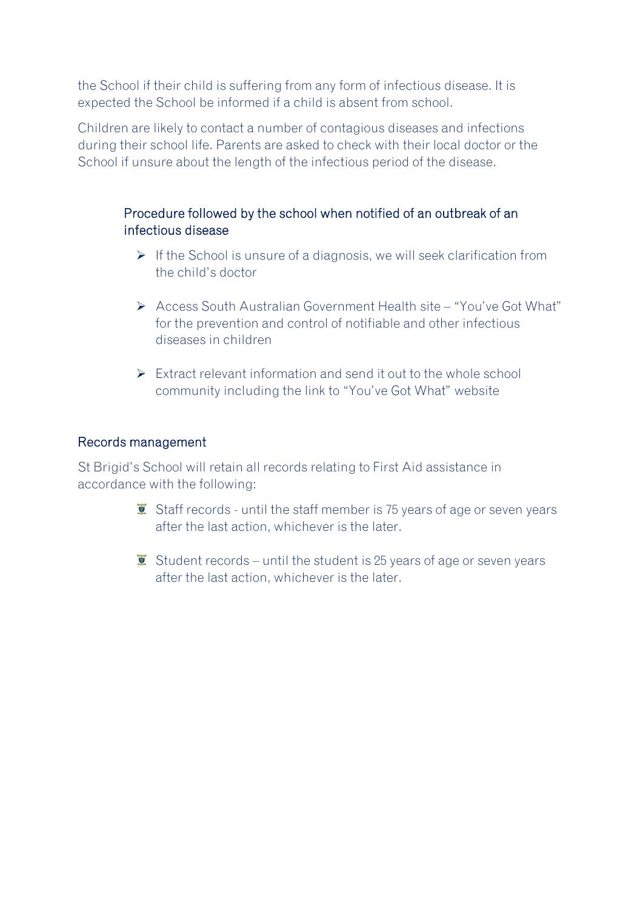the School if their child is suffering from any form of infectious disease. It is expected the School be informed if a child is absent from school.

Children are likely to contact a number of contagious diseases and infections during their school life. Parents are asked to check with their local doctor or the School if unsure about the length of the infectious period of the disease.

### Procedure followed by the school when notified of an outbreak of an infectious disease

- If the School is unsure of a diagnosis, we will seek clarification from the child's doctor
- Access South Australian Government Health site – "You've Got What" for the prevention and control of notifiable and other infectious diseases in children
- Extract relevant information and send it out to the whole school community including the link to "You've Got What" website

## Records management

St Brigid's School will retain all records relating to First Aid assistance in accordance with the following:

- Staff records - until the staff member is 75 years of age or seven years after the last action, whichever is the later.
- Student records – until the student is 25 years of age or seven years after the last action, whichever is the later.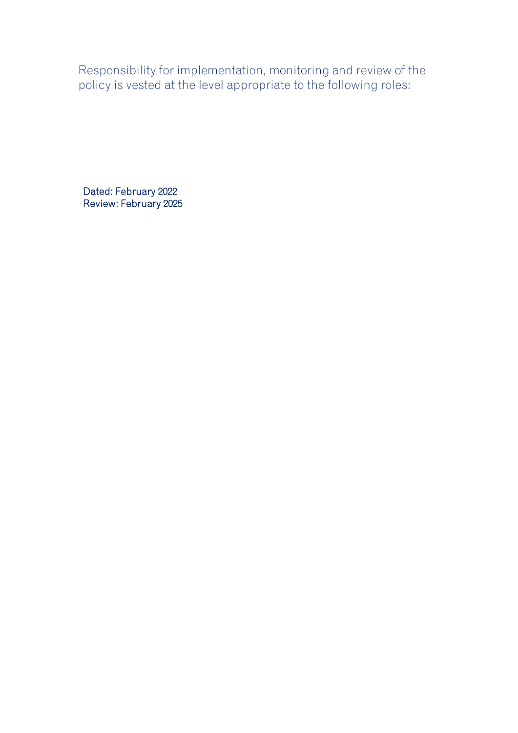Responsibility for implementation, monitoring and review of the policy is vested at the level appropriate to the following roles:

Dated: February 2022
Review: February 2025